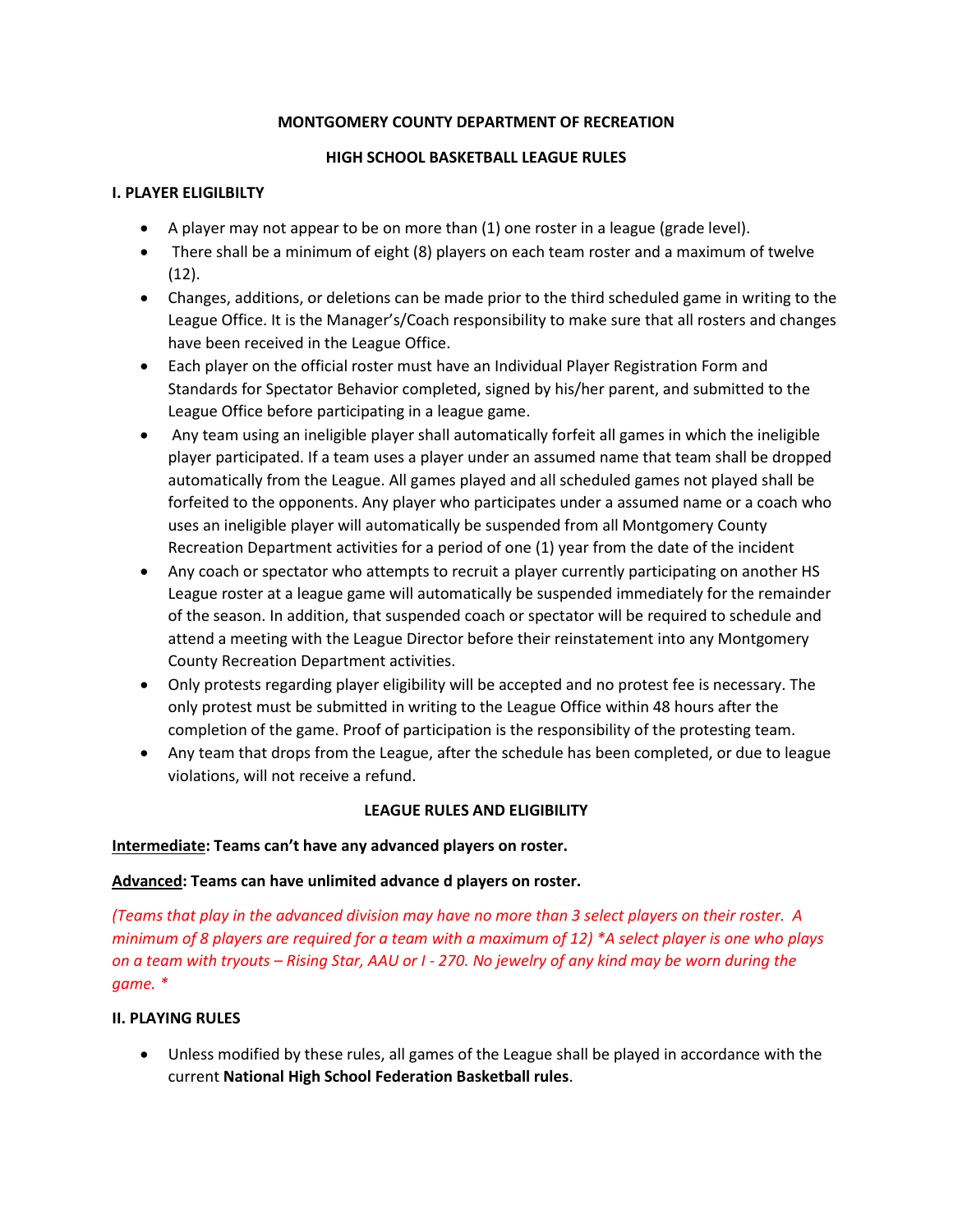**MONTGOMERY COUNTY DEPARTMENT OF RECREATION**

**HIGH SCHOOL BASKETBALL LEAGUE RULES**

## I. PLAYER ELIGILBILTY

- A player may not appear to be on more than (1) one roster in a league (grade level).
- There shall be a minimum of eight (8) players on each team roster and a maximum of twelve (12).
- Changes, additions, or deletions can be made prior to the third scheduled game in writing to the League Office. It is the Manager's/Coach responsibility to make sure that all rosters and changes have been received in the League Office.
- Each player on the official roster must have an Individual Player Registration Form and Standards for Spectator Behavior completed, signed by his/her parent, and submitted to the League Office before participating in a league game.
- Any team using an ineligible player shall automatically forfeit all games in which the ineligible player participated. If a team uses a player under an assumed name that team shall be dropped automatically from the League. All games played and all scheduled games not played shall be forfeited to the opponents. Any player who participates under a assumed name or a coach who uses an ineligible player will automatically be suspended from all Montgomery County Recreation Department activities for a period of one (1) year from the date of the incident
- Any coach or spectator who attempts to recruit a player currently participating on another HS League roster at a league game will automatically be suspended immediately for the remainder of the season. In addition, that suspended coach or spectator will be required to schedule and attend a meeting with the League Director before their reinstatement into any Montgomery County Recreation Department activities.
- Only protests regarding player eligibility will be accepted and no protest fee is necessary. The only protest must be submitted in writing to the League Office within 48 hours after the completion of the game. Proof of participation is the responsibility of the protesting team.
- Any team that drops from the League, after the schedule has been completed, or due to league violations, will not receive a refund.

**LEAGUE RULES AND ELIGIBILITY**

**Intermediate: Teams can't have any advanced players on roster.**

**Advanced: Teams can have unlimited advance d players on roster.**

*(Teams that play in the advanced division may have no more than 3 select players on their roster. A minimum of 8 players are required for a team with a maximum of 12) *A select player is one who plays on a team with tryouts – Rising Star, AAU or I - 270. No jewelry of any kind may be worn during the game. **

## II. PLAYING RULES

- Unless modified by these rules, all games of the League shall be played in accordance with the current **National High School Federation Basketball rules**.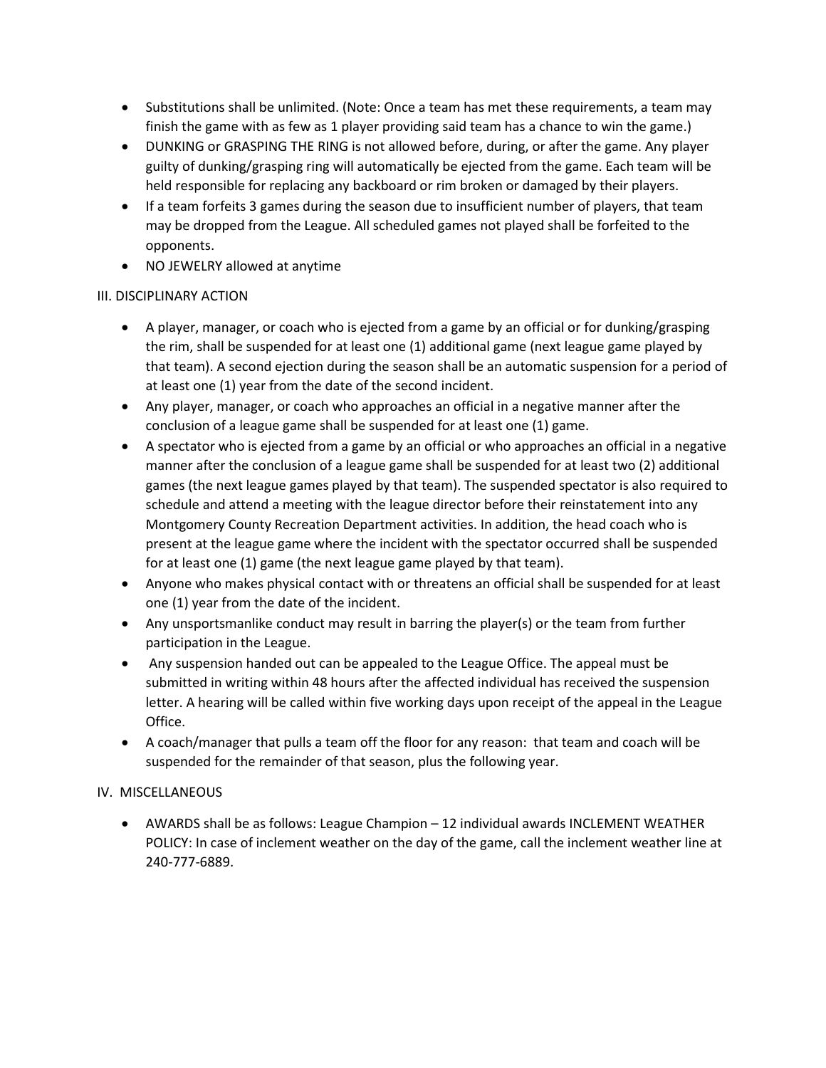- Substitutions shall be unlimited. (Note: Once a team has met these requirements, a team may finish the game with as few as 1 player providing said team has a chance to win the game.)
- DUNKING or GRASPING THE RING is not allowed before, during, or after the game. Any player guilty of dunking/grasping ring will automatically be ejected from the game. Each team will be held responsible for replacing any backboard or rim broken or damaged by their players.
- If a team forfeits 3 games during the season due to insufficient number of players, that team may be dropped from the League. All scheduled games not played shall be forfeited to the opponents.
- NO JEWELRY allowed at anytime

## III. DISCIPLINARY ACTION

- A player, manager, or coach who is ejected from a game by an official or for dunking/grasping the rim, shall be suspended for at least one (1) additional game (next league game played by that team). A second ejection during the season shall be an automatic suspension for a period of at least one (1) year from the date of the second incident.
- Any player, manager, or coach who approaches an official in a negative manner after the conclusion of a league game shall be suspended for at least one (1) game.
- A spectator who is ejected from a game by an official or who approaches an official in a negative manner after the conclusion of a league game shall be suspended for at least two (2) additional games (the next league games played by that team). The suspended spectator is also required to schedule and attend a meeting with the league director before their reinstatement into any Montgomery County Recreation Department activities. In addition, the head coach who is present at the league game where the incident with the spectator occurred shall be suspended for at least one (1) game (the next league game played by that team).
- Anyone who makes physical contact with or threatens an official shall be suspended for at least one (1) year from the date of the incident.
- Any unsportsmanlike conduct may result in barring the player(s) or the team from further participation in the League.
- Any suspension handed out can be appealed to the League Office. The appeal must be submitted in writing within 48 hours after the affected individual has received the suspension letter. A hearing will be called within five working days upon receipt of the appeal in the League Office.
- A coach/manager that pulls a team off the floor for any reason: that team and coach will be suspended for the remainder of that season, plus the following year.

## IV. MISCELLANEOUS

- AWARDS shall be as follows: League Champion – 12 individual awards INCLEMENT WEATHER POLICY: In case of inclement weather on the day of the game, call the inclement weather line at 240-777-6889.